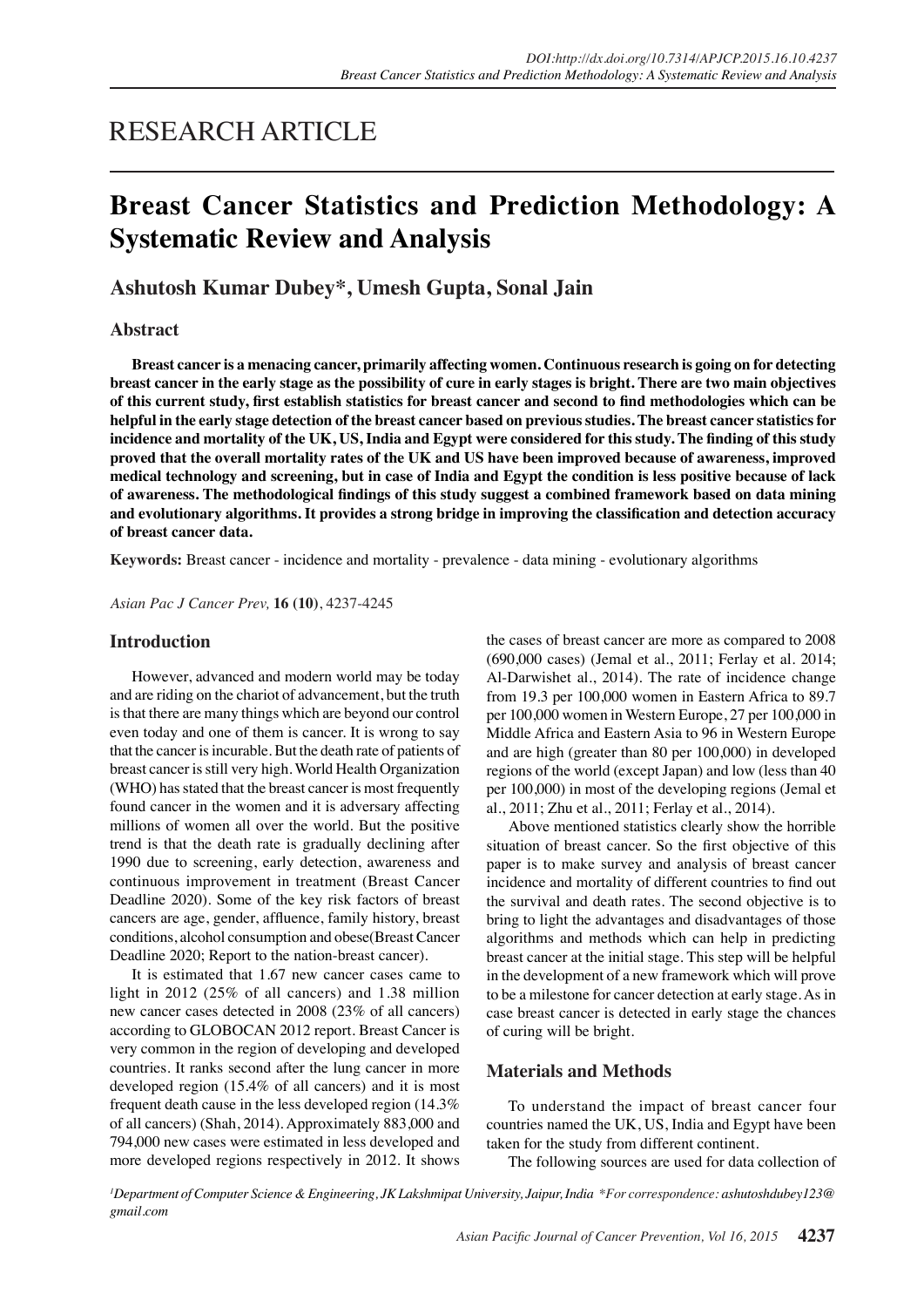RESEARCH ARTICLE

# Breast Cancer Statistics and Prediction Methodology: A Systematic Review and Analysis

## Ashutosh Kumar Dubey*, Umesh Gupta, Sonal Jain

### Abstract

**Breast cancer is a menacing cancer, primarily affecting women. Continuous research is going on for detecting breast cancer in the early stage as the possibility of cure in early stages is bright. There are two main objectives of this current study, first establish statistics for breast cancer and second to find methodologies which can be helpful in the early stage detection of the breast cancer based on previous studies. The breast cancer statistics for incidence and mortality of the UK, US, India and Egypt were considered for this study. The finding of this study proved that the overall mortality rates of the UK and US have been improved because of awareness, improved medical technology and screening, but in case of India and Egypt the condition is less positive because of lack of awareness. The methodological findings of this study suggest a combined framework based on data mining and evolutionary algorithms. It provides a strong bridge in improving the classification and detection accuracy of breast cancer data.**

**Keywords:** Breast cancer - incidence and mortality - prevalence - data mining - evolutionary algorithms

*Asian Pac J Cancer Prev,* **16 (10)**, 4237-4245

### Introduction

However, advanced and modern world may be today and are riding on the chariot of advancement, but the truth is that there are many things which are beyond our control even today and one of them is cancer. It is wrong to say that the cancer is incurable. But the death rate of patients of breast cancer is still very high. World Health Organization (WHO) has stated that the breast cancer is most frequently found cancer in the women and it is adversary affecting millions of women all over the world. But the positive trend is that the death rate is gradually declining after 1990 due to screening, early detection, awareness and continuous improvement in treatment (Breast Cancer Deadline 2020). Some of the key risk factors of breast cancers are age, gender, affluence, family history, breast conditions, alcohol consumption and obese(Breast Cancer Deadline 2020; Report to the nation-breast cancer).

It is estimated that 1.67 new cancer cases came to light in 2012 (25% of all cancers) and 1.38 million new cancer cases detected in 2008 (23% of all cancers) according to GLOBOCAN 2012 report. Breast Cancer is very common in the region of developing and developed countries. It ranks second after the lung cancer in more developed region (15.4% of all cancers) and it is most frequent death cause in the less developed region (14.3% of all cancers) (Shah, 2014). Approximately 883,000 and 794,000 new cases were estimated in less developed and more developed regions respectively in 2012. It shows the cases of breast cancer are more as compared to 2008 (690,000 cases) (Jemal et al., 2011; Ferlay et al. 2014; Al-Darwishet al., 2014). The rate of incidence change from 19.3 per 100,000 women in Eastern Africa to 89.7 per 100,000 women in Western Europe, 27 per 100,000 in Middle Africa and Eastern Asia to 96 in Western Europe and are high (greater than 80 per 100,000) in developed regions of the world (except Japan) and low (less than 40 per 100,000) in most of the developing regions (Jemal et al., 2011; Zhu et al., 2011; Ferlay et al., 2014).

Above mentioned statistics clearly show the horrible situation of breast cancer. So the first objective of this paper is to make survey and analysis of breast cancer incidence and mortality of different countries to find out the survival and death rates. The second objective is to bring to light the advantages and disadvantages of those algorithms and methods which can help in predicting breast cancer at the initial stage. This step will be helpful in the development of a new framework which will prove to be a milestone for cancer detection at early stage. As in case breast cancer is detected in early stage the chances of curing will be bright.

### Materials and Methods

To understand the impact of breast cancer four countries named the UK, US, India and Egypt have been taken for the study from different continent.

The following sources are used for data collection of

*[1]Department of Computer Science & Engineering, JK Lakshmipat University, Jaipur, India \*For correspondence: ashutoshdubey123@gmail.com*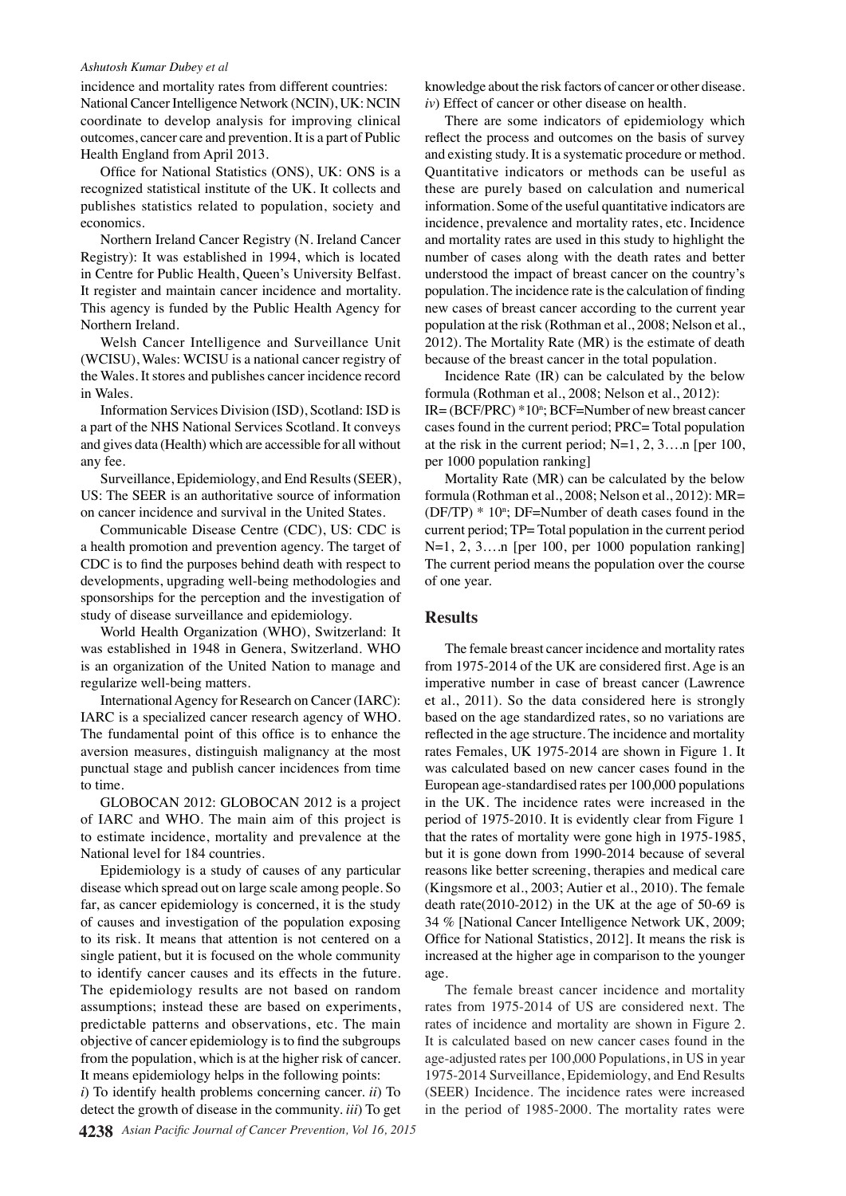incidence and mortality rates from different countries:

National Cancer Intelligence Network (NCIN), UK: NCIN coordinate to develop analysis for improving clinical outcomes, cancer care and prevention. It is a part of Public Health England from April 2013.

Office for National Statistics (ONS), UK: ONS is a recognized statistical institute of the UK. It collects and publishes statistics related to population, society and economics.

Northern Ireland Cancer Registry (N. Ireland Cancer Registry): It was established in 1994, which is located in Centre for Public Health, Queen's University Belfast. It register and maintain cancer incidence and mortality. This agency is funded by the Public Health Agency for Northern Ireland.

Welsh Cancer Intelligence and Surveillance Unit (WCISU), Wales: WCISU is a national cancer registry of the Wales. It stores and publishes cancer incidence record in Wales.

Information Services Division (ISD), Scotland: ISD is a part of the NHS National Services Scotland. It conveys and gives data (Health) which are accessible for all without any fee.

Surveillance, Epidemiology, and End Results (SEER), US: The SEER is an authoritative source of information on cancer incidence and survival in the United States.

Communicable Disease Centre (CDC), US: CDC is a health promotion and prevention agency. The target of CDC is to find the purposes behind death with respect to developments, upgrading well-being methodologies and sponsorships for the perception and the investigation of study of disease surveillance and epidemiology.

World Health Organization (WHO), Switzerland: It was established in 1948 in Genera, Switzerland. WHO is an organization of the United Nation to manage and regularize well-being matters.

International Agency for Research on Cancer (IARC): IARC is a specialized cancer research agency of WHO. The fundamental point of this office is to enhance the aversion measures, distinguish malignancy at the most punctual stage and publish cancer incidences from time to time.

GLOBOCAN 2012: GLOBOCAN 2012 is a project of IARC and WHO. The main aim of this project is to estimate incidence, mortality and prevalence at the National level for 184 countries.

Epidemiology is a study of causes of any particular disease which spread out on large scale among people. So far, as cancer epidemiology is concerned, it is the study of causes and investigation of the population exposing to its risk. It means that attention is not centered on a single patient, but it is focused on the whole community to identify cancer causes and its effects in the future. The epidemiology results are not based on random assumptions; instead these are based on experiments, predictable patterns and observations, etc. The main objective of cancer epidemiology is to find the subgroups from the population, which is at the higher risk of cancer. It means epidemiology helps in the following points:

*i*) To identify health problems concerning cancer. *ii*) To detect the growth of disease in the community. *iii*) To get knowledge about the risk factors of cancer or other disease. *iv*) Effect of cancer or other disease on health.

There are some indicators of epidemiology which reflect the process and outcomes on the basis of survey and existing study. It is a systematic procedure or method. Quantitative indicators or methods can be useful as these are purely based on calculation and numerical information. Some of the useful quantitative indicators are incidence, prevalence and mortality rates, etc. Incidence and mortality rates are used in this study to highlight the number of cases along with the death rates and better understood the impact of breast cancer on the country's population. The incidence rate is the calculation of finding new cases of breast cancer according to the current year population at the risk (Rothman et al., 2008; Nelson et al., 2012). The Mortality Rate (MR) is the estimate of death because of the breast cancer in the total population.

Incidence Rate (IR) can be calculated by the below formula (Rothman et al., 2008; Nelson et al., 2012):

IR= (BCF/PRC) $*10^n$; BCF=Number of new breast cancer cases found in the current period; PRC= Total population at the risk in the current period; N=1, 2, 3….n [per 100, per 1000 population ranking]

Mortality Rate (MR) can be calculated by the below formula (Rothman et al., 2008; Nelson et al., 2012): MR= (DF/TP) $* 10^n$; DF=Number of death cases found in the current period; TP= Total population in the current period N=1, 2, 3….n [per 100, per 1000 population ranking] The current period means the population over the course of one year.

## Results

The female breast cancer incidence and mortality rates from 1975-2014 of the UK are considered first. Age is an imperative number in case of breast cancer (Lawrence et al., 2011). So the data considered here is strongly based on the age standardized rates, so no variations are reflected in the age structure. The incidence and mortality rates Females, UK 1975-2014 are shown in Figure 1. It was calculated based on new cancer cases found in the European age-standardised rates per 100,000 populations in the UK. The incidence rates were increased in the period of 1975-2010. It is evidently clear from Figure 1 that the rates of mortality were gone high in 1975-1985, but it is gone down from 1990-2014 because of several reasons like better screening, therapies and medical care (Kingsmore et al., 2003; Autier et al., 2010). The female death rate(2010-2012) in the UK at the age of 50-69 is 34 % [National Cancer Intelligence Network UK, 2009; Office for National Statistics, 2012]. It means the risk is increased at the higher age in comparison to the younger age.

The female breast cancer incidence and mortality rates from 1975-2014 of US are considered next. The rates of incidence and mortality are shown in Figure 2. It is calculated based on new cancer cases found in the age-adjusted rates per 100,000 Populations, in US in year 1975-2014 Surveillance, Epidemiology, and End Results (SEER) Incidence. The incidence rates were increased in the period of 1985-2000. The mortality rates were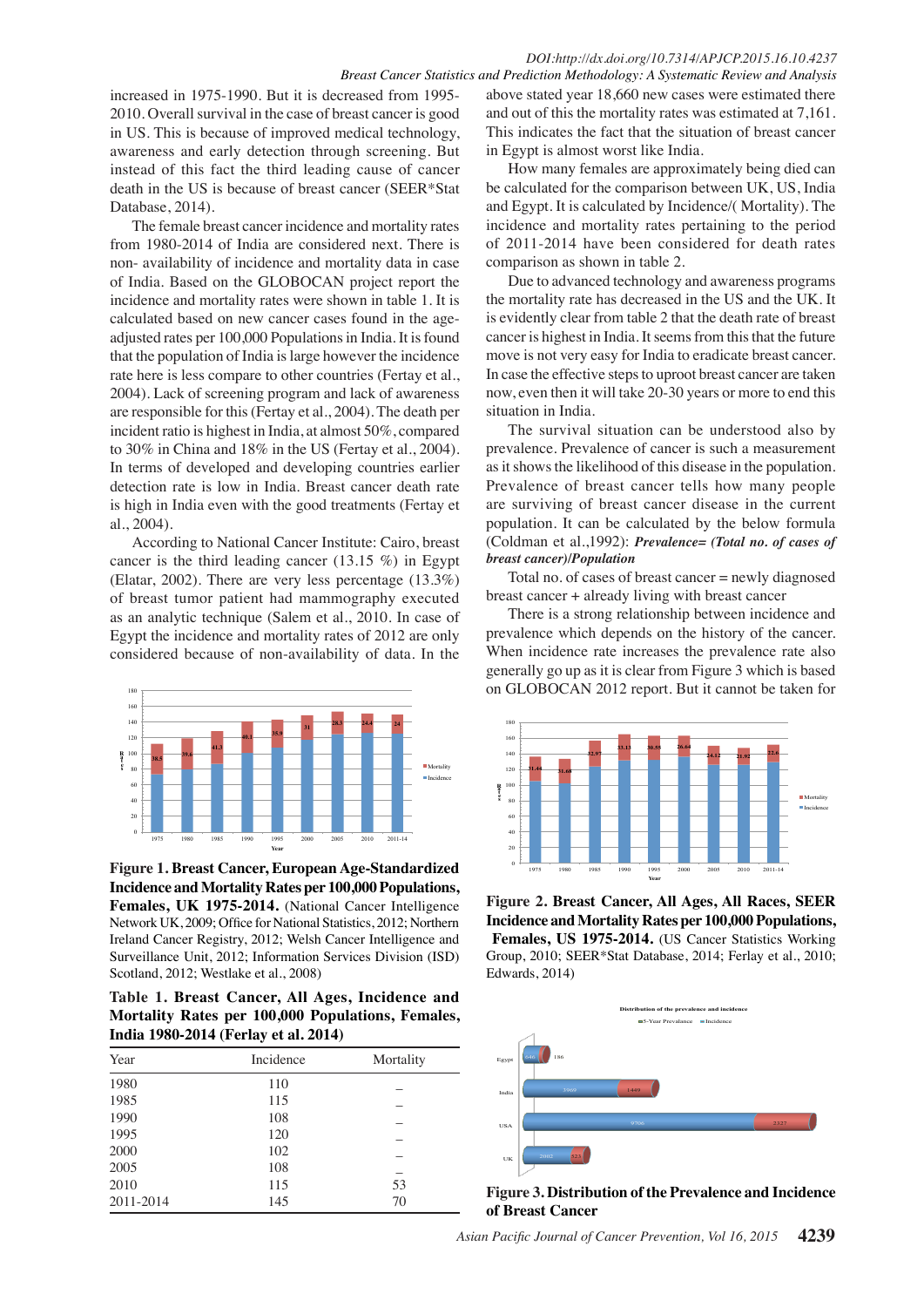increased in 1975-1990. But it is decreased from 1995-2010. Overall survival in the case of breast cancer is good in US. This is because of improved medical technology, awareness and early detection through screening. But instead of this fact the third leading cause of cancer death in the US is because of breast cancer (SEER*Stat Database, 2014).

The female breast cancer incidence and mortality rates from 1980-2014 of India are considered next. There is non- availability of incidence and mortality data in case of India. Based on the GLOBOCAN project report the incidence and mortality rates were shown in table 1. It is calculated based on new cancer cases found in the age-adjusted rates per 100,000 Populations in India. It is found that the population of India is large however the incidence rate here is less compare to other countries (Fertay et al., 2004). Lack of screening program and lack of awareness are responsible for this (Fertay et al., 2004). The death per incident ratio is highest in India, at almost 50%, compared to 30% in China and 18% in the US (Fertay et al., 2004). In terms of developed and developing countries earlier detection rate is low in India. Breast cancer death rate is high in India even with the good treatments (Fertay et al., 2004).

According to National Cancer Institute: Cairo, breast cancer is the third leading cancer (13.15 %) in Egypt (Elatar, 2002). There are very less percentage (13.3%) of breast tumor patient had mammography executed as an analytic technique (Salem et al., 2010. In case of Egypt the incidence and mortality rates of 2012 are only considered because of non-availability of data. In the above stated year 18,660 new cases were estimated there and out of this the mortality rates was estimated at 7,161. This indicates the fact that the situation of breast cancer in Egypt is almost worst like India.

How many females are approximately being died can be calculated for the comparison between UK, US, India and Egypt. It is calculated by Incidence/( Mortality). The incidence and mortality rates pertaining to the period of 2011-2014 have been considered for death rates comparison as shown in table 2.

Due to advanced technology and awareness programs the mortality rate has decreased in the US and the UK. It is evidently clear from table 2 that the death rate of breast cancer is highest in India. It seems from this that the future move is not very easy for India to eradicate breast cancer. In case the effective steps to uproot breast cancer are taken now, even then it will take 20-30 years or more to end this situation in India.

The survival situation can be understood also by prevalence. Prevalence of cancer is such a measurement as it shows the likelihood of this disease in the population. Prevalence of breast cancer tells how many people are surviving of breast cancer disease in the current population. It can be calculated by the below formula (Coldman et al.,1992): ***Prevalence= (Total no. of cases of breast cancer)/Population***

Total no. of cases of breast cancer = newly diagnosed breast cancer + already living with breast cancer

There is a strong relationship between incidence and prevalence which depends on the history of the cancer. When incidence rate increases the prevalence rate also generally go up as it is clear from Figure 3 which is based on GLOBOCAN 2012 report. But it cannot be taken for

**Figure 1. Breast Cancer, European Age-Standardized Incidence and Mortality Rates per 100,000 Populations, Females, UK 1975-2014.** (National Cancer Intelligence Network UK, 2009; Office for National Statistics, 2012; Northern Ireland Cancer Registry, 2012; Welsh Cancer Intelligence and Surveillance Unit, 2012; Information Services Division (ISD) Scotland, 2012; Westlake et al., 2008)

**Table 1. Breast Cancer, All Ages, Incidence and Mortality Rates per 100,000 Populations, Females, India 1980-2014 (Ferlay et al. 2014)**

| Year | Incidence | Mortality |
|---|---|---|
| 1980 | 110 | _ |
| 1985 | 115 | _ |
| 1990 | 108 | _ |
| 1995 | 120 | _ |
| 2000 | 102 | _ |
| 2005 | 108 | _ |
| 2010 | 115 | 53 |
| 2011-2014 | 145 | 70 |

**Figure 2. Breast Cancer, All Ages, All Races, SEER Incidence and Mortality Rates per 100,000 Populations, Females, US 1975-2014.** (US Cancer Statistics Working Group, 2010; SEER*Stat Database, 2014; Ferlay et al., 2010; Edwards, 2014)

**Figure 3. Distribution of the Prevalence and Incidence of Breast Cancer**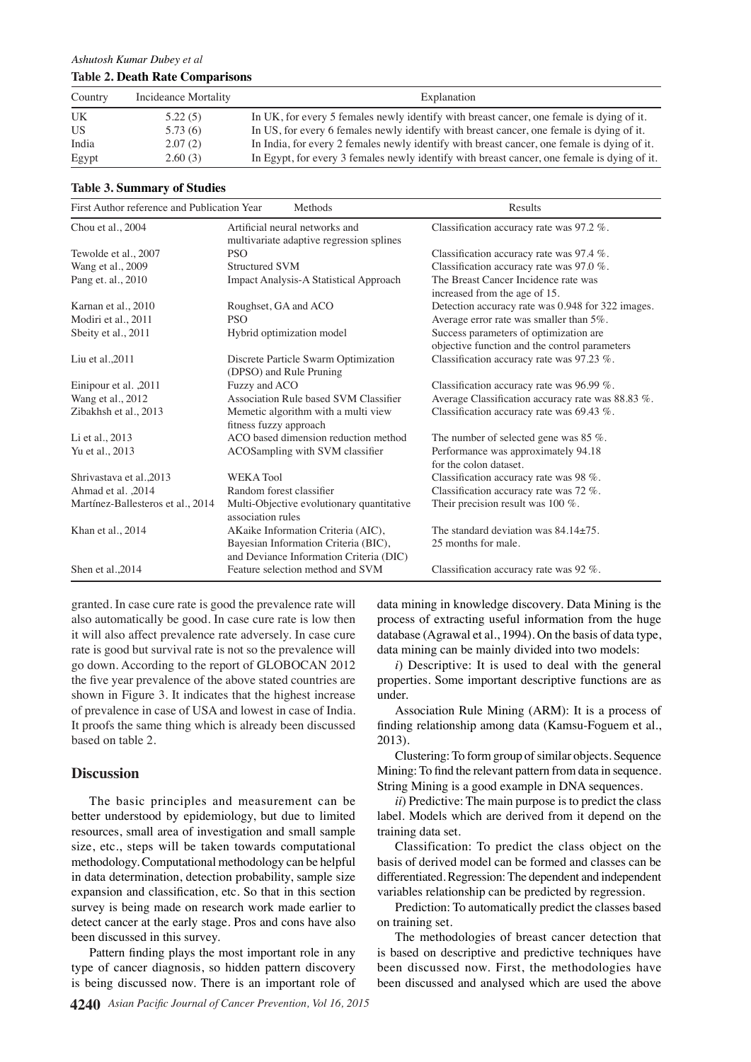**Table 2. Death Rate Comparisons**

| Country | Incideance Mortality | Explanation |
|---|---|---|
| UK | 5.22 (5) | In UK, for every 5 females newly identify with breast cancer, one female is dying of it. |
| US | 5.73 (6) | In US, for every 6 females newly identify with breast cancer, one female is dying of it. |
| India | 2.07 (2) | In India, for every 2 females newly identify with breast cancer, one female is dying of it. |
| Egypt | 2.60 (3) | In Egypt, for every 3 females newly identify with breast cancer, one female is dying of it. |

**Table 3. Summary of Studies**

| First Author reference and Publication Year | Methods | Results |
|---|---|---|
| Chou et al., 2004 | Artificial neural networks and multivariate adaptive regression splines | Classification accuracy rate was 97.2 %. |
| Tewolde et al., 2007 | PSO | Classification accuracy rate was 97.4 %. |
| Wang et al., 2009 | Structured SVM | Classification accuracy rate was 97.0 %. |
| Pang et. al., 2010 | Impact Analysis-A Statistical Approach | The Breast Cancer Incidence rate was increased from the age of 15. |
| Karnan et al., 2010 | Roughset, GA and ACO | Detection accuracy rate was 0.948 for 322 images. |
| Modiri et al., 2011 | PSO | Average error rate was smaller than 5%. |
| Sbeity et al., 2011 | Hybrid optimization model | Success parameters of optimization are objective function and the control parameters |
| Liu et al.,2011 | Discrete Particle Swarm Optimization (DPSO) and Rule Pruning | Classification accuracy rate was 97.23 %. |
| Einipour et al. ,2011 | Fuzzy and ACO | Classification accuracy rate was 96.99 %. |
| Wang et al., 2012 | Association Rule based SVM Classifier | Average Classification accuracy rate was 88.83 %. |
| Zibakhsh et al., 2013 | Memetic algorithm with a multi view fitness fuzzy approach | Classification accuracy rate was 69.43 %. |
| Li et al., 2013 | ACO based dimension reduction method | The number of selected gene was 85 %. |
| Yu et al., 2013 | ACOSampling with SVM classifier | Performance was approximately 94.18 for the colon dataset. |
| Shrivastava et al.,2013 | WEKA Tool | Classification accuracy rate was 98 %. |
| Ahmad et al. ,2014 | Random forest classifier | Classification accuracy rate was 72 %. |
| Martínez-Ballesteros et al., 2014 | Multi-Objective evolutionary quantitative association rules | Their precision result was 100 %. |
| Khan et al., 2014 | AKaike Information Criteria (AIC), Bayesian Information Criteria (BIC), and Deviance Information Criteria (DIC) | The standard deviation was 84.14±75. 25 months for male. |
| Shen et al.,2014 | Feature selection method and SVM | Classification accuracy rate was 92 %. |

granted. In case cure rate is good the prevalence rate will also automatically be good. In case cure rate is low then it will also affect prevalence rate adversely. In case cure rate is good but survival rate is not so the prevalence will go down. According to the report of GLOBOCAN 2012 the five year prevalence of the above stated countries are shown in Figure 3. It indicates that the highest increase of prevalence in case of USA and lowest in case of India. It proofs the same thing which is already been discussed based on table 2.

## Discussion

The basic principles and measurement can be better understood by epidemiology, but due to limited resources, small area of investigation and small sample size, etc., steps will be taken towards computational methodology. Computational methodology can be helpful in data determination, detection probability, sample size expansion and classification, etc. So that in this section survey is being made on research work made earlier to detect cancer at the early stage. Pros and cons have also been discussed in this survey.

Pattern finding plays the most important role in any type of cancer diagnosis, so hidden pattern discovery is being discussed now. There is an important role of data mining in knowledge discovery. Data Mining is the process of extracting useful information from the huge database (Agrawal et al., 1994). On the basis of data type, data mining can be mainly divided into two models:

*i*) Descriptive: It is used to deal with the general properties. Some important descriptive functions are as under.

Association Rule Mining (ARM): It is a process of finding relationship among data (Kamsu-Foguem et al., 2013).

Clustering: To form group of similar objects. Sequence Mining: To find the relevant pattern from data in sequence. String Mining is a good example in DNA sequences.

*ii*) Predictive: The main purpose is to predict the class label. Models which are derived from it depend on the training data set.

Classification: To predict the class object on the basis of derived model can be formed and classes can be differentiated. Regression: The dependent and independent variables relationship can be predicted by regression.

Prediction: To automatically predict the classes based on training set.

The methodologies of breast cancer detection that is based on descriptive and predictive techniques have been discussed now. First, the methodologies have been discussed and analysed which are used the above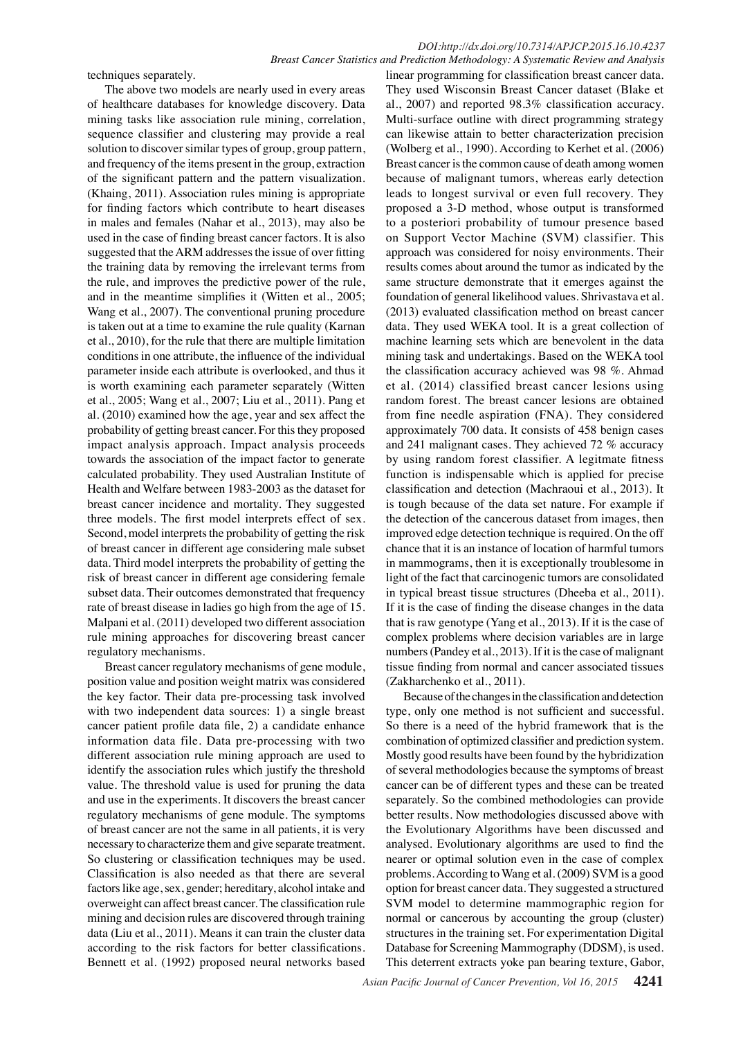techniques separately.

The above two models are nearly used in every areas of healthcare databases for knowledge discovery. Data mining tasks like association rule mining, correlation, sequence classifier and clustering may provide a real solution to discover similar types of group, group pattern, and frequency of the items present in the group, extraction of the significant pattern and the pattern visualization. (Khaing, 2011). Association rules mining is appropriate for finding factors which contribute to heart diseases in males and females (Nahar et al., 2013), may also be used in the case of finding breast cancer factors. It is also suggested that the ARM addresses the issue of over fitting the training data by removing the irrelevant terms from the rule, and improves the predictive power of the rule, and in the meantime simplifies it (Witten et al., 2005; Wang et al., 2007). The conventional pruning procedure is taken out at a time to examine the rule quality (Karnan et al., 2010), for the rule that there are multiple limitation conditions in one attribute, the influence of the individual parameter inside each attribute is overlooked, and thus it is worth examining each parameter separately (Witten et al., 2005; Wang et al., 2007; Liu et al., 2011). Pang et al. (2010) examined how the age, year and sex affect the probability of getting breast cancer. For this they proposed impact analysis approach. Impact analysis proceeds towards the association of the impact factor to generate calculated probability. They used Australian Institute of Health and Welfare between 1983-2003 as the dataset for breast cancer incidence and mortality. They suggested three models. The first model interprets effect of sex. Second, model interprets the probability of getting the risk of breast cancer in different age considering male subset data. Third model interprets the probability of getting the risk of breast cancer in different age considering female subset data. Their outcomes demonstrated that frequency rate of breast disease in ladies go high from the age of 15. Malpani et al. (2011) developed two different association rule mining approaches for discovering breast cancer regulatory mechanisms.

Breast cancer regulatory mechanisms of gene module, position value and position weight matrix was considered the key factor. Their data pre-processing task involved with two independent data sources: 1) a single breast cancer patient profile data file, 2) a candidate enhance information data file. Data pre-processing with two different association rule mining approach are used to identify the association rules which justify the threshold value. The threshold value is used for pruning the data and use in the experiments. It discovers the breast cancer regulatory mechanisms of gene module. The symptoms of breast cancer are not the same in all patients, it is very necessary to characterize them and give separate treatment. So clustering or classification techniques may be used. Classification is also needed as that there are several factors like age, sex, gender; hereditary, alcohol intake and overweight can affect breast cancer. The classification rule mining and decision rules are discovered through training data (Liu et al., 2011). Means it can train the cluster data according to the risk factors for better classifications. Bennett et al. (1992) proposed neural networks based linear programming for classification breast cancer data. They used Wisconsin Breast Cancer dataset (Blake et al., 2007) and reported 98.3% classification accuracy. Multi-surface outline with direct programming strategy can likewise attain to better characterization precision (Wolberg et al., 1990). According to Kerhet et al. (2006) Breast cancer is the common cause of death among women because of malignant tumors, whereas early detection leads to longest survival or even full recovery. They proposed a 3-D method, whose output is transformed to a posteriori probability of tumour presence based on Support Vector Machine (SVM) classifier. This approach was considered for noisy environments. Their results comes about around the tumor as indicated by the same structure demonstrate that it emerges against the foundation of general likelihood values. Shrivastava et al. (2013) evaluated classification method on breast cancer data. They used WEKA tool. It is a great collection of machine learning sets which are benevolent in the data mining task and undertakings. Based on the WEKA tool the classification accuracy achieved was 98 %. Ahmad et al. (2014) classified breast cancer lesions using random forest. The breast cancer lesions are obtained from fine needle aspiration (FNA). They considered approximately 700 data. It consists of 458 benign cases and 241 malignant cases. They achieved 72 % accuracy by using random forest classifier. A legitmate fitness function is indispensable which is applied for precise classification and detection (Machraoui et al., 2013). It is tough because of the data set nature. For example if the detection of the cancerous dataset from images, then improved edge detection technique is required. On the off chance that it is an instance of location of harmful tumors in mammograms, then it is exceptionally troublesome in light of the fact that carcinogenic tumors are consolidated in typical breast tissue structures (Dheeba et al., 2011). If it is the case of finding the disease changes in the data that is raw genotype (Yang et al., 2013). If it is the case of complex problems where decision variables are in large numbers (Pandey et al., 2013). If it is the case of malignant tissue finding from normal and cancer associated tissues (Zakharchenko et al., 2011).

Because of the changes in the classification and detection type, only one method is not sufficient and successful. So there is a need of the hybrid framework that is the combination of optimized classifier and prediction system. Mostly good results have been found by the hybridization of several methodologies because the symptoms of breast cancer can be of different types and these can be treated separately. So the combined methodologies can provide better results. Now methodologies discussed above with the Evolutionary Algorithms have been discussed and analysed. Evolutionary algorithms are used to find the nearer or optimal solution even in the case of complex problems. According to Wang et al. (2009) SVM is a good option for breast cancer data. They suggested a structured SVM model to determine mammographic region for normal or cancerous by accounting the group (cluster) structures in the training set. For experimentation Digital Database for Screening Mammography (DDSM), is used. This deterrent extracts yoke pan bearing texture, Gabor,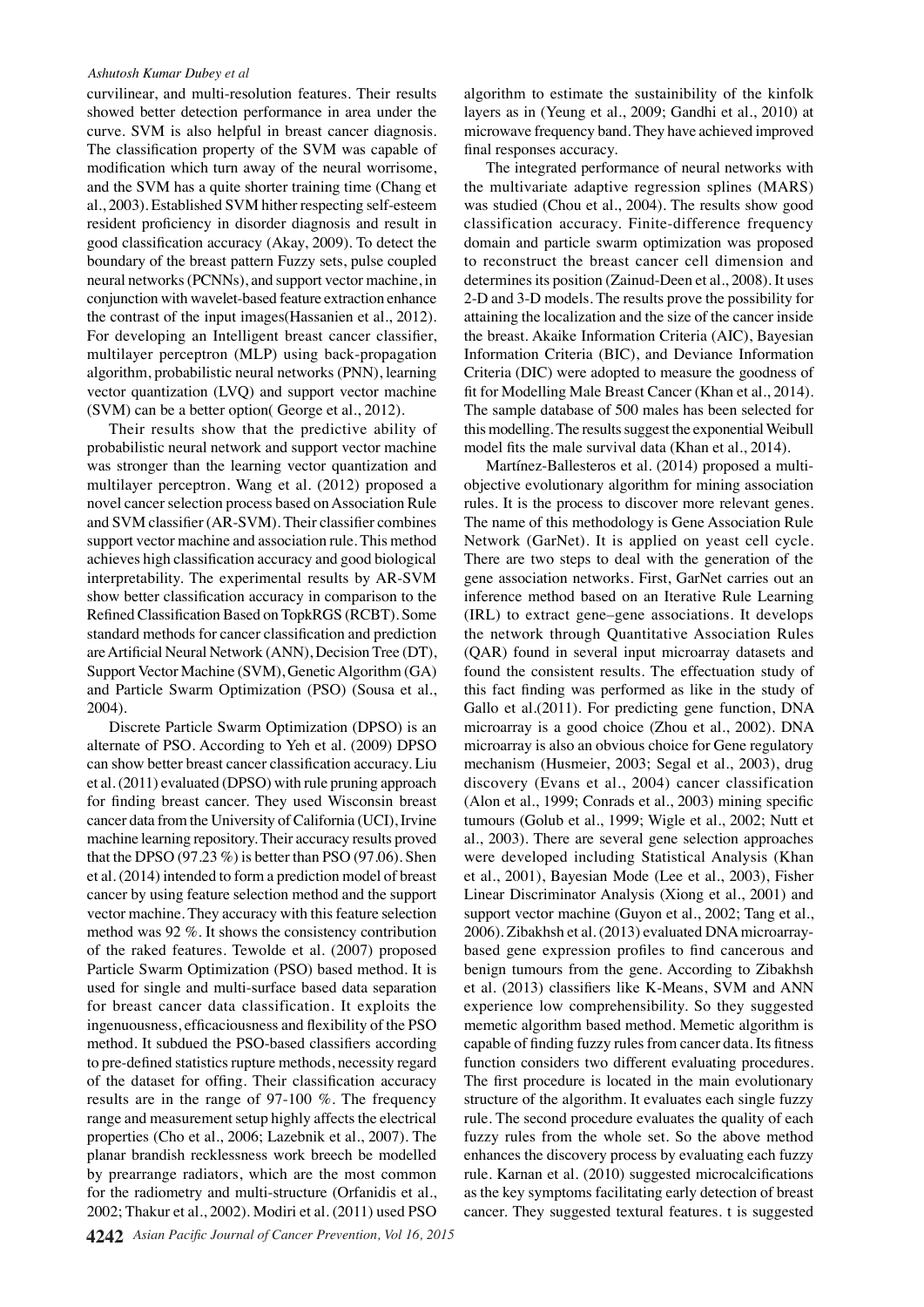curvilinear, and multi-resolution features. Their results showed better detection performance in area under the curve. SVM is also helpful in breast cancer diagnosis. The classification property of the SVM was capable of modification which turn away of the neural worrisome, and the SVM has a quite shorter training time (Chang et al., 2003). Established SVM hither respecting self-esteem resident proficiency in disorder diagnosis and result in good classification accuracy (Akay, 2009). To detect the boundary of the breast pattern Fuzzy sets, pulse coupled neural networks (PCNNs), and support vector machine, in conjunction with wavelet-based feature extraction enhance the contrast of the input images(Hassanien et al., 2012). For developing an Intelligent breast cancer classifier, multilayer perceptron (MLP) using back-propagation algorithm, probabilistic neural networks (PNN), learning vector quantization (LVQ) and support vector machine (SVM) can be a better option( George et al., 2012).

Their results show that the predictive ability of probabilistic neural network and support vector machine was stronger than the learning vector quantization and multilayer perceptron. Wang et al. (2012) proposed a novel cancer selection process based on Association Rule and SVM classifier (AR-SVM). Their classifier combines support vector machine and association rule. This method achieves high classification accuracy and good biological interpretability. The experimental results by AR-SVM show better classification accuracy in comparison to the Refined Classification Based on TopkRGS (RCBT). Some standard methods for cancer classification and prediction are Artificial Neural Network (ANN), Decision Tree (DT), Support Vector Machine (SVM), Genetic Algorithm (GA) and Particle Swarm Optimization (PSO) (Sousa et al., 2004).

Discrete Particle Swarm Optimization (DPSO) is an alternate of PSO. According to Yeh et al. (2009) DPSO can show better breast cancer classification accuracy. Liu et al. (2011) evaluated (DPSO) with rule pruning approach for finding breast cancer. They used Wisconsin breast cancer data from the University of California (UCI), Irvine machine learning repository. Their accuracy results proved that the DPSO (97.23 %) is better than PSO (97.06). Shen et al. (2014) intended to form a prediction model of breast cancer by using feature selection method and the support vector machine. They accuracy with this feature selection method was 92 %. It shows the consistency contribution of the raked features. Tewolde et al. (2007) proposed Particle Swarm Optimization (PSO) based method. It is used for single and multi-surface based data separation for breast cancer data classification. It exploits the ingenuousness, efficaciousness and flexibility of the PSO method. It subdued the PSO-based classifiers according to pre-defined statistics rupture methods, necessity regard of the dataset for offing. Their classification accuracy results are in the range of 97-100 %. The frequency range and measurement setup highly affects the electrical properties (Cho et al., 2006; Lazebnik et al., 2007). The planar brandish recklessness work breech be modelled by prearrange radiators, which are the most common for the radiometry and multi-structure (Orfanidis et al., 2002; Thakur et al., 2002). Modiri et al. (2011) used PSO algorithm to estimate the sustainibility of the kinfolk layers as in (Yeung et al., 2009; Gandhi et al., 2010) at microwave frequency band. They have achieved improved final responses accuracy.

The integrated performance of neural networks with the multivariate adaptive regression splines (MARS) was studied (Chou et al., 2004). The results show good classification accuracy. Finite-difference frequency domain and particle swarm optimization was proposed to reconstruct the breast cancer cell dimension and determines its position (Zainud-Deen et al., 2008). It uses 2-D and 3-D models. The results prove the possibility for attaining the localization and the size of the cancer inside the breast. Akaike Information Criteria (AIC), Bayesian Information Criteria (BIC), and Deviance Information Criteria (DIC) were adopted to measure the goodness of fit for Modelling Male Breast Cancer (Khan et al., 2014). The sample database of 500 males has been selected for this modelling. The results suggest the exponential Weibull model fits the male survival data (Khan et al., 2014).

Martínez-Ballesteros et al. (2014) proposed a multi-objective evolutionary algorithm for mining association rules. It is the process to discover more relevant genes. The name of this methodology is Gene Association Rule Network (GarNet). It is applied on yeast cell cycle. There are two steps to deal with the generation of the gene association networks. First, GarNet carries out an inference method based on an Iterative Rule Learning (IRL) to extract gene–gene associations. It develops the network through Quantitative Association Rules (QAR) found in several input microarray datasets and found the consistent results. The effectuation study of this fact finding was performed as like in the study of Gallo et al.(2011). For predicting gene function, DNA microarray is a good choice (Zhou et al., 2002). DNA microarray is also an obvious choice for Gene regulatory mechanism (Husmeier, 2003; Segal et al., 2003), drug discovery (Evans et al., 2004) cancer classification (Alon et al., 1999; Conrads et al., 2003) mining specific tumours (Golub et al., 1999; Wigle et al., 2002; Nutt et al., 2003). There are several gene selection approaches were developed including Statistical Analysis (Khan et al., 2001), Bayesian Mode (Lee et al., 2003), Fisher Linear Discriminator Analysis (Xiong et al., 2001) and support vector machine (Guyon et al., 2002; Tang et al., 2006). Zibakhsh et al. (2013) evaluated DNA microarray-based gene expression profiles to find cancerous and benign tumours from the gene. According to Zibakhsh et al. (2013) classifiers like K-Means, SVM and ANN experience low comprehensibility. So they suggested memetic algorithm based method. Memetic algorithm is capable of finding fuzzy rules from cancer data. Its fitness function considers two different evaluating procedures. The first procedure is located in the main evolutionary structure of the algorithm. It evaluates each single fuzzy rule. The second procedure evaluates the quality of each fuzzy rules from the whole set. So the above method enhances the discovery process by evaluating each fuzzy rule. Karnan et al. (2010) suggested microcalcifications as the key symptoms facilitating early detection of breast cancer. They suggested textural features. t is suggested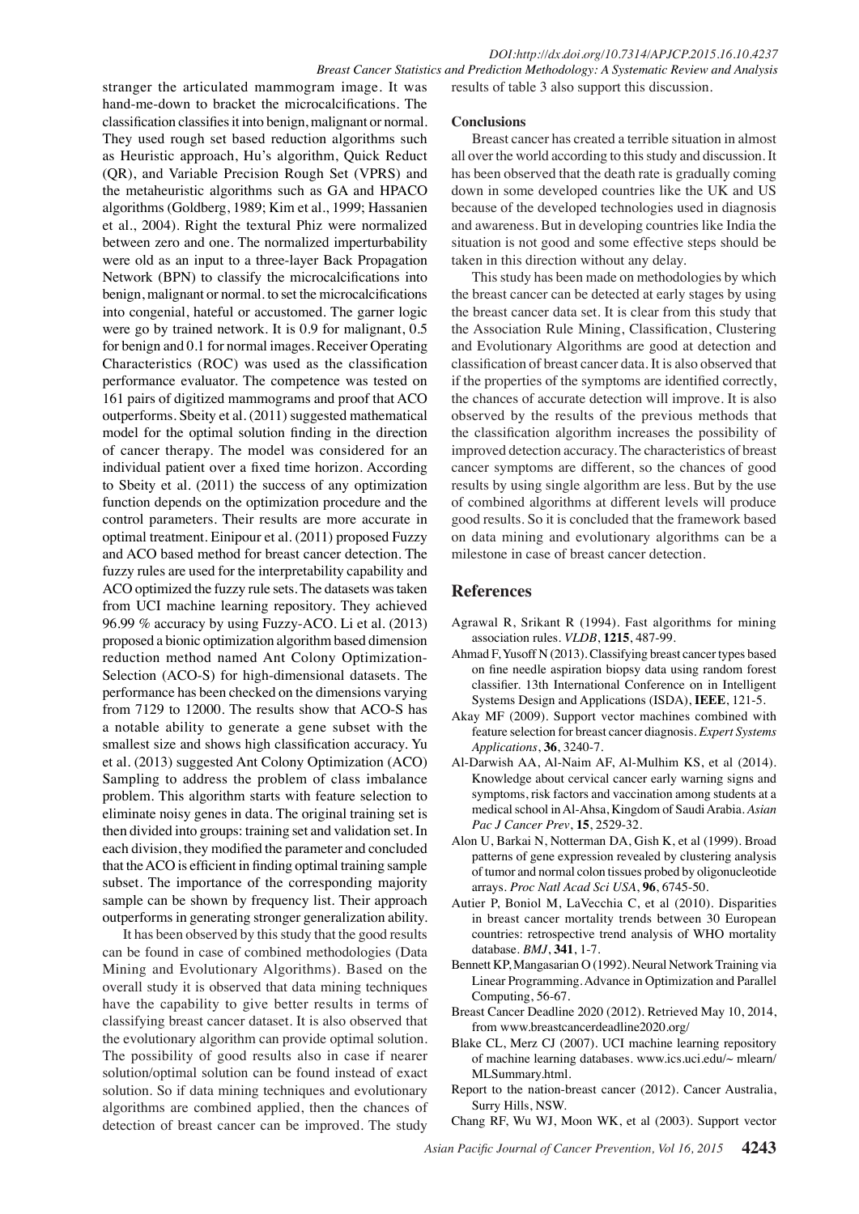stranger the articulated mammogram image. It was hand-me-down to bracket the microcalcifications. The classification classifies it into benign, malignant or normal. They used rough set based reduction algorithms such as Heuristic approach, Hu's algorithm, Quick Reduct (QR), and Variable Precision Rough Set (VPRS) and the metaheuristic algorithms such as GA and HPACO algorithms (Goldberg, 1989; Kim et al., 1999; Hassanien et al., 2004). Right the textural Phiz were normalized between zero and one. The normalized imperturbability were old as an input to a three-layer Back Propagation Network (BPN) to classify the microcalcifications into benign, malignant or normal. to set the microcalcifications into congenial, hateful or accustomed. The garner logic were go by trained network. It is 0.9 for malignant, 0.5 for benign and 0.1 for normal images. Receiver Operating Characteristics (ROC) was used as the classification performance evaluator. The competence was tested on 161 pairs of digitized mammograms and proof that ACO outperforms. Sbeity et al. (2011) suggested mathematical model for the optimal solution finding in the direction of cancer therapy. The model was considered for an individual patient over a fixed time horizon. According to Sbeity et al. (2011) the success of any optimization function depends on the optimization procedure and the control parameters. Their results are more accurate in optimal treatment. Einipour et al. (2011) proposed Fuzzy and ACO based method for breast cancer detection. The fuzzy rules are used for the interpretability capability and ACO optimized the fuzzy rule sets. The datasets was taken from UCI machine learning repository. They achieved 96.99 % accuracy by using Fuzzy-ACO. Li et al. (2013) proposed a bionic optimization algorithm based dimension reduction method named Ant Colony Optimization-Selection (ACO-S) for high-dimensional datasets. The performance has been checked on the dimensions varying from 7129 to 12000. The results show that ACO-S has a notable ability to generate a gene subset with the smallest size and shows high classification accuracy. Yu et al. (2013) suggested Ant Colony Optimization (ACO) Sampling to address the problem of class imbalance problem. This algorithm starts with feature selection to eliminate noisy genes in data. The original training set is then divided into groups: training set and validation set. In each division, they modified the parameter and concluded that the ACO is efficient in finding optimal training sample subset. The importance of the corresponding majority sample can be shown by frequency list. Their approach outperforms in generating stronger generalization ability.

It has been observed by this study that the good results can be found in case of combined methodologies (Data Mining and Evolutionary Algorithms). Based on the overall study it is observed that data mining techniques have the capability to give better results in terms of classifying breast cancer dataset. It is also observed that the evolutionary algorithm can provide optimal solution. The possibility of good results also in case if nearer solution/optimal solution can be found instead of exact solution. So if data mining techniques and evolutionary algorithms are combined applied, then the chances of detection of breast cancer can be improved. The study results of table 3 also support this discussion.

### Conclusions

Breast cancer has created a terrible situation in almost all over the world according to this study and discussion. It has been observed that the death rate is gradually coming down in some developed countries like the UK and US because of the developed technologies used in diagnosis and awareness. But in developing countries like India the situation is not good and some effective steps should be taken in this direction without any delay.

This study has been made on methodologies by which the breast cancer can be detected at early stages by using the breast cancer data set. It is clear from this study that the Association Rule Mining, Classification, Clustering and Evolutionary Algorithms are good at detection and classification of breast cancer data. It is also observed that if the properties of the symptoms are identified correctly, the chances of accurate detection will improve. It is also observed by the results of the previous methods that the classification algorithm increases the possibility of improved detection accuracy. The characteristics of breast cancer symptoms are different, so the chances of good results by using single algorithm are less. But by the use of combined algorithms at different levels will produce good results. So it is concluded that the framework based on data mining and evolutionary algorithms can be a milestone in case of breast cancer detection.

## References

Agrawal R, Srikant R (1994). Fast algorithms for mining association rules. *VLDB*, **1215**, 487-99.

Ahmad F, Yusoff N (2013). Classifying breast cancer types based on fine needle aspiration biopsy data using random forest classifier. 13th International Conference on in Intelligent Systems Design and Applications (ISDA), **IEEE**, 121-5.

Akay MF (2009). Support vector machines combined with feature selection for breast cancer diagnosis. *Expert Systems Applications*, **36**, 3240-7.

Al-Darwish AA, Al-Naim AF, Al-Mulhim KS, et al (2014). Knowledge about cervical cancer early warning signs and symptoms, risk factors and vaccination among students at a medical school in Al-Ahsa, Kingdom of Saudi Arabia. *Asian Pac J Cancer Prev*, **15**, 2529-32.

Alon U, Barkai N, Notterman DA, Gish K, et al (1999). Broad patterns of gene expression revealed by clustering analysis of tumor and normal colon tissues probed by oligonucleotide arrays. *Proc Natl Acad Sci USA*, **96**, 6745-50.

Autier P, Boniol M, LaVecchia C, et al (2010). Disparities in breast cancer mortality trends between 30 European countries: retrospective trend analysis of WHO mortality database. *BMJ*, **341**, 1-7.

Bennett KP, Mangasarian O (1992). Neural Network Training via Linear Programming. Advance in Optimization and Parallel Computing, 56-67.

Breast Cancer Deadline 2020 (2012). Retrieved May 10, 2014, from www.breastcancerdeadline2020.org/

Blake CL, Merz CJ (2007). UCI machine learning repository of machine learning databases. www.ics.uci.edu/~ mlearn/MLSummary.html.

Report to the nation-breast cancer (2012). Cancer Australia, Surry Hills, NSW.

Chang RF, Wu WJ, Moon WK, et al (2003). Support vector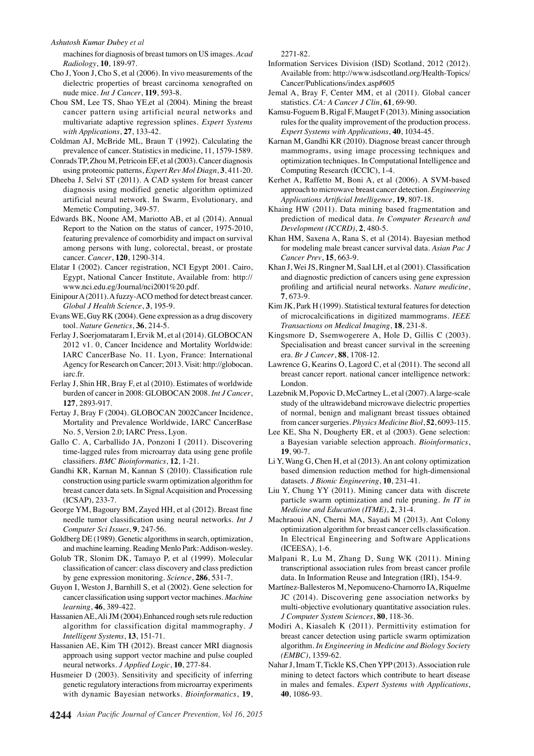machines for diagnosis of breast tumors on US images. *Acad Radiology*, **10**, 189-97.

Cho J, Yoon J, Cho S, et al (2006). In vivo measurements of the dielectric properties of breast carcinoma xenografted on nude mice. *Int J Cancer*, **119**, 593-8.

Chou SM, Lee TS, Shao YE,et al (2004). Mining the breast cancer pattern using artificial neural networks and multivariate adaptive regression splines. *Expert Systems with Applications*, **27**, 133-42.

Coldman AJ, McBride ML, Braun T (1992). Calculating the prevalence of cancer. Statistics in medicine, 11, 1579-1589.

Conrads TP, Zhou M, Petricoin EF, et al (2003). Cancer diagnosis using proteomic patterns, *Expert Rev Mol Diagn*, **3**, 411-20.

Dheeba J, Selvi ST (2011). A CAD system for breast cancer diagnosis using modified genetic algorithm optimized artificial neural network. In Swarm, Evolutionary, and Memetic Computing, 349-57.

Edwards BK, Noone AM, Mariotto AB, et al (2014). Annual Report to the Nation on the status of cancer, 1975-2010, featuring prevalence of comorbidity and impact on survival among persons with lung, colorectal, breast, or prostate cancer. *Cancer*, **120**, 1290-314.

Elatar I (2002). Cancer registration, NCI Egypt 2001. Cairo, Egypt, National Cancer Institute, Available from: http://www.nci.edu.eg/Journal/nci2001%20.pdf.

Einipour A (2011). A fuzzy-ACO method for detect breast cancer. *Global J Health Science*, **3**, 195-9.

Evans WE, Guy RK (2004). Gene expression as a drug discovery tool. *Nature Genetics*, **36**, 214-5.

Ferlay J, Soerjomataram I, Ervik M, et al (2014). GLOBOCAN 2012 v1. 0, Cancer Incidence and Mortality Worldwide: IARC CancerBase No. 11. Lyon, France: International Agency for Research on Cancer; 2013. Visit: http://globocan.iarc.fr.

Ferlay J, Shin HR, Bray F, et al (2010). Estimates of worldwide burden of cancer in 2008: GLOBOCAN 2008. *Int J Cancer*, **127**, 2893-917.

Fertay J, Bray F (2004). GLOBOCAN 2002Cancer Incidence, Mortality and Prevalence Worldwide, IARC CancerBase No. 5, Version 2.0; IARC Press, Lyon.

Gallo C. A, Carballido JA, Ponzoni I (2011). Discovering time-lagged rules from microarray data using gene profile classifiers. *BMC Bioinformatics*, **12**, 1-21.

Gandhi KR, Karnan M, Kannan S (2010). Classification rule construction using particle swarm optimization algorithm for breast cancer data sets. In Signal Acquisition and Processing (ICSAP), 233-7.

George YM, Bagoury BM, Zayed HH, et al (2012). Breast fine needle tumor classification using neural networks. *Int J Computer Sci Issues*, **9**, 247-56.

Goldberg DE (1989). Genetic algorithms in search, optimization, and machine learning. Reading Menlo Park: Addison-wesley.

Golub TR, Slonim DK, Tamayo P, et al (1999). Molecular classification of cancer: class discovery and class prediction by gene expression monitoring. *Science*, **286**, 531-7.

Guyon I, Weston J, Barnhill S, et al (2002). Gene selection for cancer classification using support vector machines. *Machine learning*, **46**, 389-422.

Hassanien AE, Ali JM (2004).Enhanced rough sets rule reduction algorithm for classification digital mammography. *J Intelligent Systems*, **13**, 151-71.

Hassanien AE, Kim TH (2012). Breast cancer MRI diagnosis approach using support vector machine and pulse coupled neural networks. *J Applied Logic*, **10**, 277-84.

Husmeier D (2003). Sensitivity and specificity of inferring genetic regulatory interactions from microarray experiments with dynamic Bayesian networks. *Bioinformatics*, **19**, 2271-82.

Information Services Division (ISD) Scotland, 2012 (2012). Available from: http://www.isdscotland.org/Health-Topics/Cancer/Publications/index.asp#605

Jemal A, Bray F, Center MM, et al (2011). Global cancer statistics. *CA: A Cancer J Clin*, **61**, 69-90.

Kamsu-Foguem B, Rigal F, Mauget F (2013). Mining association rules for the quality improvement of the production process. *Expert Systems with Applications*, **40**, 1034-45.

Karnan M, Gandhi KR (2010). Diagnose breast cancer through mammograms, using image processing techniques and optimization techniques. In Computational Intelligence and Computing Research (ICCIC), 1-4.

Kerhet A, Raffetto M, Boni A, et al (2006). A SVM-based approach to microwave breast cancer detection. *Engineering Applications Artificial Intelligence*, **19**, 807-18.

Khaing HW (2011). Data mining based fragmentation and prediction of medical data. *In Computer Research and Development (ICCRD)*, **2**, 480-5.

Khan HM, Saxena A, Rana S, et al (2014). Bayesian method for modeling male breast cancer survival data. *Asian Pac J Cancer Prev*, **15**, 663-9.

Khan J, Wei JS, Ringner M, Saal LH, et al (2001). Classification and diagnostic prediction of cancers using gene expression profiling and artificial neural networks. *Nature medicine*, **7**, 673-9.

Kim JK, Park H (1999). Statistical textural features for detection of microcalcifications in digitized mammograms. *IEEE Transactions on Medical Imaging*, **18**, 231-8.

Kingsmore D, Ssemwogerere A, Hole D, Gillis C (2003). Specialisation and breast cancer survival in the screening era. *Br J Cancer*, **88**, 1708-12.

Lawrence G, Kearins O, Lagord C, et al (2011). The second all breast cancer report. national cancer intelligence network: London.

Lazebnik M, Popovic D, McCartney L, et al (2007). A large-scale study of the ultrawideband microwave dielectric properties of normal, benign and malignant breast tissues obtained from cancer surgeries. *Physics Medicine Biol*, **52**, 6093-115.

Lee KE, Sha N, Dougherty ER, et al (2003). Gene selection: a Bayesian variable selection approach. *Bioinformatics*, **19**, 90-7.

Li Y, Wang G, Chen H, et al (2013). An ant colony optimization based dimension reduction method for high-dimensional datasets. *J Bionic Engineering*, **10**, 231-41.

Liu Y, Chung YY (2011). Mining cancer data with discrete particle swarm optimization and rule pruning. *In IT in Medicine and Education (ITME)*, **2**, 31-4.

Machraoui AN, Cherni MA, Sayadi M (2013). Ant Colony optimization algorithm for breast cancer cells classification. In Electrical Engineering and Software Applications (ICEESA), 1-6.

Malpani R, Lu M, Zhang D, Sung WK (2011). Mining transcriptional association rules from breast cancer profile data. In Information Reuse and Integration (IRI), 154-9.

Martínez-Ballesteros M, Nepomuceno-Chamorro IA, Riquelme JC (2014). Discovering gene association networks by multi-objective evolutionary quantitative association rules. *J Computer System Sciences*, **80**, 118-36.

Modiri A, Kiasaleh K (2011). Permittivity estimation for breast cancer detection using particle swarm optimization algorithm. *In Engineering in Medicine and Biology Society (EMBC)*, 1359-62.

Nahar J, Imam T, Tickle KS, Chen YPP (2013). Association rule mining to detect factors which contribute to heart disease in males and females. *Expert Systems with Applications*, **40**, 1086-93.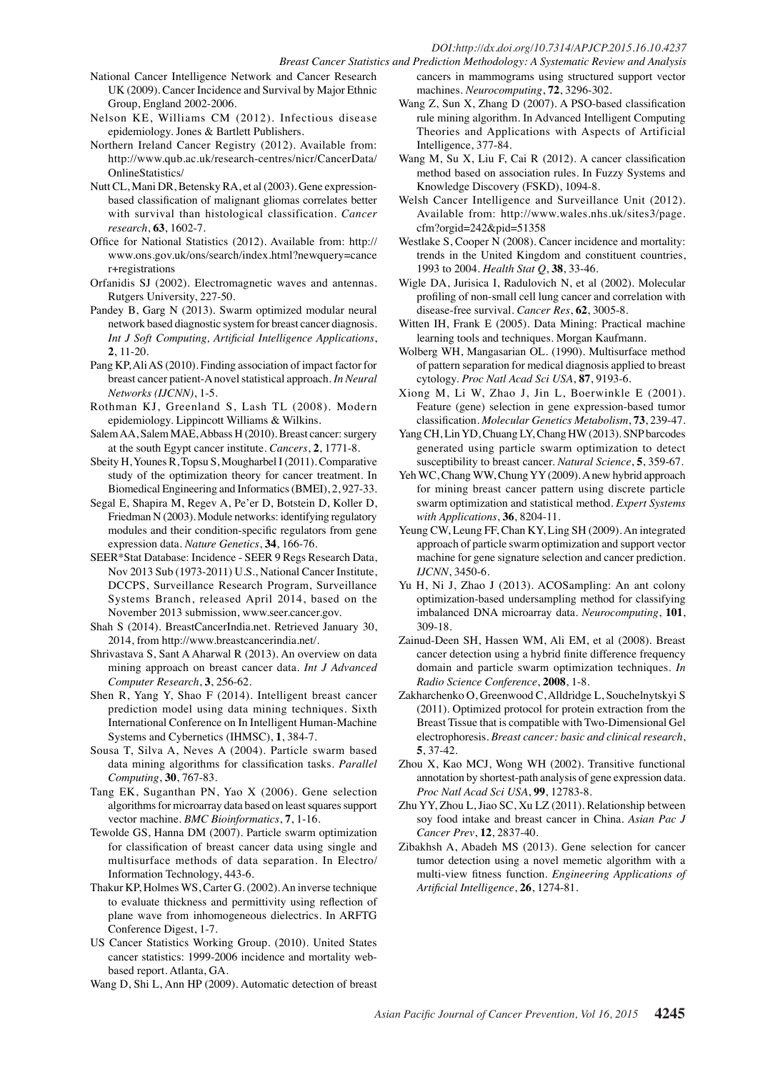National Cancer Intelligence Network and Cancer Research UK (2009). Cancer Incidence and Survival by Major Ethnic Group, England 2002-2006.

Nelson KE, Williams CM (2012). Infectious disease epidemiology. Jones & Bartlett Publishers.

Northern Ireland Cancer Registry (2012). Available from: http://www.qub.ac.uk/research-centres/nicr/CancerData/OnlineStatistics/

Nutt CL, Mani DR, Betensky RA, et al (2003). Gene expression-based classification of malignant gliomas correlates better with survival than histological classification. *Cancer research*, **63**, 1602-7.

Office for National Statistics (2012). Available from: http://www.ons.gov.uk/ons/search/index.html?newquery=cancer+registrations

Orfanidis SJ (2002). Electromagnetic waves and antennas. Rutgers University, 227-50.

Pandey B, Garg N (2013). Swarm optimized modular neural network based diagnostic system for breast cancer diagnosis. *Int J Soft Computing, Artificial Intelligence Applications*, **2**, 11-20.

Pang KP, Ali AS (2010). Finding association of impact factor for breast cancer patient-A novel statistical approach. *In Neural Networks (IJCNN)*, 1-5.

Rothman KJ, Greenland S, Lash TL (2008). Modern epidemiology. Lippincott Williams & Wilkins.

Salem AA, Salem MAE, Abbass H (2010). Breast cancer: surgery at the south Egypt cancer institute. *Cancers*, **2**, 1771-8.

Sbeity H, Younes R, Topsu S, Mougharbel I (2011). Comparative study of the optimization theory for cancer treatment. In Biomedical Engineering and Informatics (BMEI), 2, 927-33.

Segal E, Shapira M, Regev A, Pe'er D, Botstein D, Koller D, Friedman N (2003). Module networks: identifying regulatory modules and their condition-specific regulators from gene expression data. *Nature Genetics*, **34**, 166-76.

SEER*Stat Database: Incidence - SEER 9 Regs Research Data, Nov 2013 Sub (1973-2011) U.S., National Cancer Institute, DCCPS, Surveillance Research Program, Surveillance Systems Branch, released April 2014, based on the November 2013 submission, www.seer.cancer.gov.

Shah S (2014). BreastCancerIndia.net. Retrieved January 30, 2014, from http://www.breastcancerindia.net/.

Shrivastava S, Sant A Aharwal R (2013). An overview on data mining approach on breast cancer data. *Int J Advanced Computer Research*, **3**, 256-62.

Shen R, Yang Y, Shao F (2014). Intelligent breast cancer prediction model using data mining techniques. Sixth International Conference on In Intelligent Human-Machine Systems and Cybernetics (IHMSC), **1**, 384-7.

Sousa T, Silva A, Neves A (2004). Particle swarm based data mining algorithms for classification tasks. *Parallel Computing*, **30**, 767-83.

Tang EK, Suganthan PN, Yao X (2006). Gene selection algorithms for microarray data based on least squares support vector machine. *BMC Bioinformatics*, **7**, 1-16.

Tewolde GS, Hanna DM (2007). Particle swarm optimization for classification of breast cancer data using single and multisurface methods of data separation. In Electro/Information Technology, 443-6.

Thakur KP, Holmes WS, Carter G. (2002). An inverse technique to evaluate thickness and permittivity using reflection of plane wave from inhomogeneous dielectrics. In ARFTG Conference Digest, 1-7.

US Cancer Statistics Working Group. (2010). United States cancer statistics: 1999-2006 incidence and mortality web-based report. Atlanta, GA.

Wang D, Shi L, Ann HP (2009). Automatic detection of breast cancers in mammograms using structured support vector machines. *Neurocomputing*, **72**, 3296-302.

Wang Z, Sun X, Zhang D (2007). A PSO-based classification rule mining algorithm. In Advanced Intelligent Computing Theories and Applications with Aspects of Artificial Intelligence, 377-84.

Wang M, Su X, Liu F, Cai R (2012). A cancer classification method based on association rules. In Fuzzy Systems and Knowledge Discovery (FSKD), 1094-8.

Welsh Cancer Intelligence and Surveillance Unit (2012). Available from: http://www.wales.nhs.uk/sites3/page.cfm?orgid=242&pid=51358

Westlake S, Cooper N (2008). Cancer incidence and mortality: trends in the United Kingdom and constituent countries, 1993 to 2004. *Health Stat Q*, **38**, 33-46.

Wigle DA, Jurisica I, Radulovich N, et al (2002). Molecular profiling of non-small cell lung cancer and correlation with disease-free survival. *Cancer Res*, **62**, 3005-8.

Witten IH, Frank E (2005). Data Mining: Practical machine learning tools and techniques. Morgan Kaufmann.

Wolberg WH, Mangasarian OL. (1990). Multisurface method of pattern separation for medical diagnosis applied to breast cytology. *Proc Natl Acad Sci USA*, **87**, 9193-6.

Xiong M, Li W, Zhao J, Jin L, Boerwinkle E (2001). Feature (gene) selection in gene expression-based tumor classification. *Molecular Genetics Metabolism*, **73**, 239-47.

Yang CH, Lin YD, Chuang LY, Chang HW (2013). SNP barcodes generated using particle swarm optimization to detect susceptibility to breast cancer. *Natural Science*, **5**, 359-67.

Yeh WC, Chang WW, Chung YY (2009). A new hybrid approach for mining breast cancer pattern using discrete particle swarm optimization and statistical method. *Expert Systems with Applications*, **36**, 8204-11.

Yeung CW, Leung FF, Chan KY, Ling SH (2009). An integrated approach of particle swarm optimization and support vector machine for gene signature selection and cancer prediction. *IJCNN*, 3450-6.

Yu H, Ni J, Zhao J (2013). ACOSampling: An ant colony optimization-based undersampling method for classifying imbalanced DNA microarray data. *Neurocomputing*, **101**, 309-18.

Zainud-Deen SH, Hassen WM, Ali EM, et al (2008). Breast cancer detection using a hybrid finite difference frequency domain and particle swarm optimization techniques. *In Radio Science Conference*, **2008**, 1-8.

Zakharchenko O, Greenwood C, Alldridge L, Souchelnytskyi S (2011). Optimized protocol for protein extraction from the Breast Tissue that is compatible with Two-Dimensional Gel electrophoresis. *Breast cancer: basic and clinical research*, **5**, 37-42.

Zhou X, Kao MCJ, Wong WH (2002). Transitive functional annotation by shortest-path analysis of gene expression data. *Proc Natl Acad Sci USA*, **99**, 12783-8.

Zhu YY, Zhou L, Jiao SC, Xu LZ (2011). Relationship between soy food intake and breast cancer in China. *Asian Pac J Cancer Prev*, **12**, 2837-40.

Zibakhsh A, Abadeh MS (2013). Gene selection for cancer tumor detection using a novel memetic algorithm with a multi-view fitness function. *Engineering Applications of Artificial Intelligence*, **26**, 1274-81.